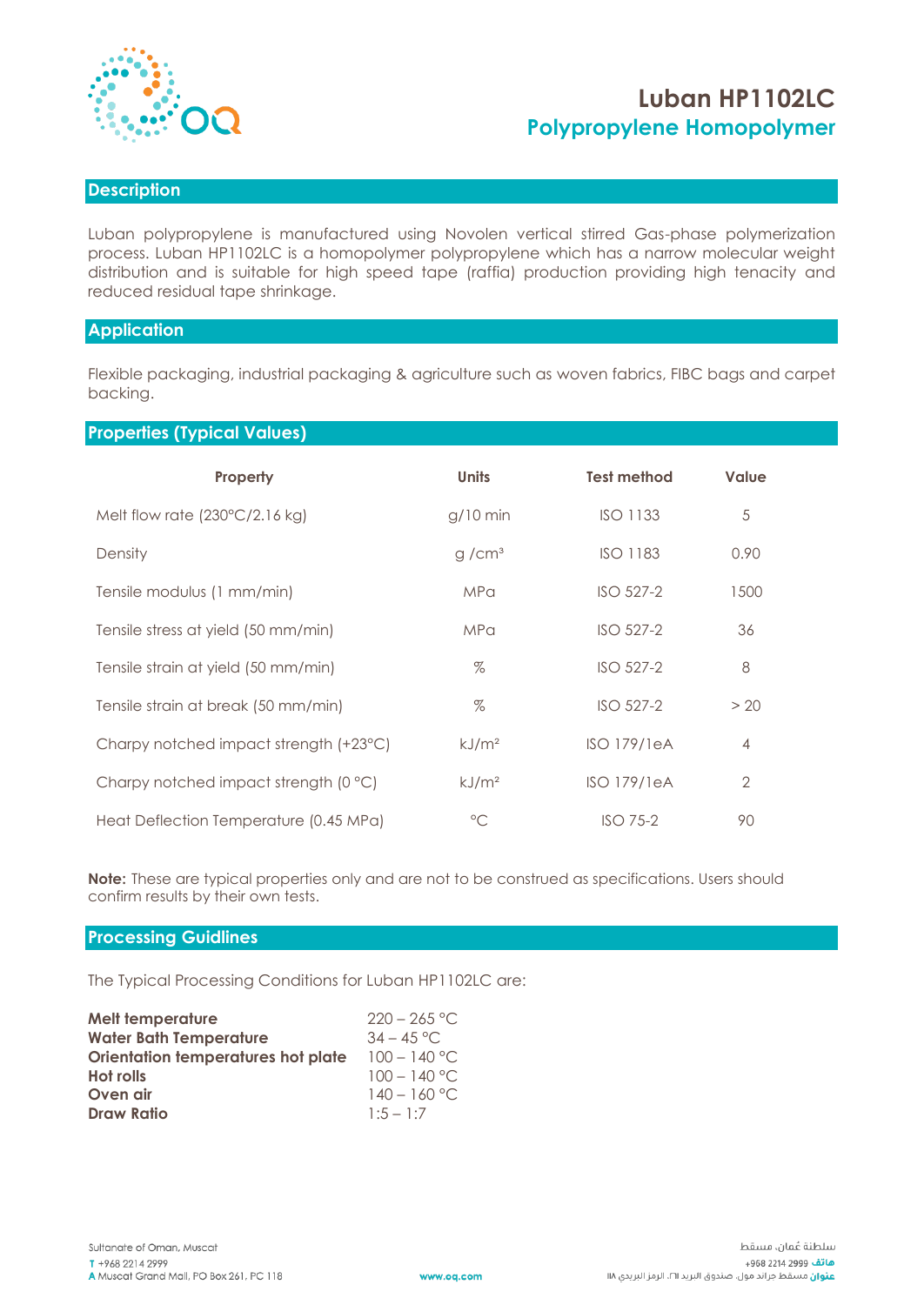# Luban HP1102LC

## Polypropylene Homopolymer

## Description

Luban polypropylene is manufactured using Novolen vertical stirred Gas-phase polymerization process. Luban HP1102LC is a homopolymer polypropylene which has a narrow molecular weight distribution and is suitable for high speed tape (raffia) production providing high tenacity and reduced residual tape shrinkage.

## Application

Flexible packaging, industrial packaging & agriculture such as woven fabrics, FIBC bags and carpet backing.

## Properties (Typical Values)

| Property | Units | Test method | Value |
|---|---|---|---|
| Melt flow rate (230°C/2.16 kg) | g/10 min | ISO 1133 | 5 |
| Density | g /cm³ | ISO 1183 | 0.90 |
| Tensile modulus (1 mm/min) | MPa | ISO 527-2 | 1500 |
| Tensile stress at yield (50 mm/min) | MPa | ISO 527-2 | 36 |
| Tensile strain at yield (50 mm/min) | % | ISO 527-2 | 8 |
| Tensile strain at break (50 mm/min) | % | ISO 527-2 | > 20 |
| Charpy notched impact strength (+23°C) | kJ/m² | ISO 179/1eA | 4 |
| Charpy notched impact strength (0 °C) | kJ/m² | ISO 179/1eA | 2 |
| Heat Deflection Temperature (0.45 MPa) | °C | ISO 75-2 | 90 |

**Note:** These are typical properties only and are not to be construed as specifications. Users should confirm results by their own tests.

## Processing Guidlines

The Typical Processing Conditions for Luban HP1102LC are:

| | |
|---|---|
| **Melt temperature** | 220 – 265 °C |
| **Water Bath Temperature** | 34 – 45 °C |
| **Orientation temperatures hot plate** | 100 – 140 °C |
| **Hot rolls** | 100 – 140 °C |
| **Oven air** | 140 – 160 °C |
| **Draw Ratio** | 1:5 – 1:7 |

Sultanate of Oman, Muscat
T +968 2214 2999
A Muscat Grand Mall, PO Box 261, PC 118

www.oq.com

سلطنة عُمان، مسقط
هاتف 2999 2214 968+
عنوان مسقط جراند مول، صندوق البريد ٢٦١، الرمز البريدي ١١٨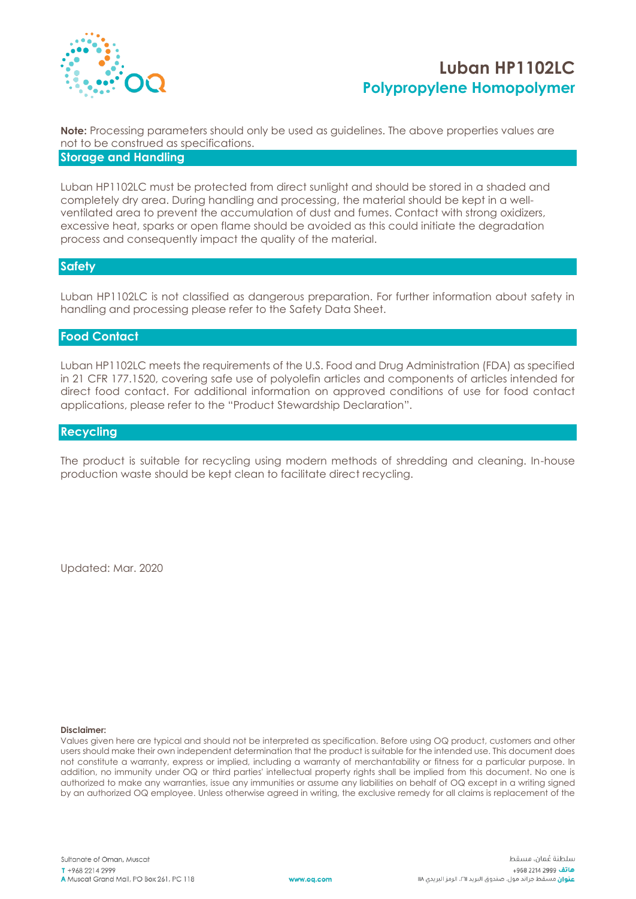**Note:** Processing parameters should only be used as guidelines. The above properties values are not to be construed as specifications.

## Storage and Handling

Luban HP1102LC must be protected from direct sunlight and should be stored in a shaded and completely dry area. During handling and processing, the material should be kept in a well-ventilated area to prevent the accumulation of dust and fumes. Contact with strong oxidizers, excessive heat, sparks or open flame should be avoided as this could initiate the degradation process and consequently impact the quality of the material.

## Safety

Luban HP1102LC is not classified as dangerous preparation. For further information about safety in handling and processing please refer to the Safety Data Sheet.

## Food Contact

Luban HP1102LC meets the requirements of the U.S. Food and Drug Administration (FDA) as specified in 21 CFR 177.1520, covering safe use of polyolefin articles and components of articles intended for direct food contact. For additional information on approved conditions of use for food contact applications, please refer to the "Product Stewardship Declaration".

## Recycling

The product is suitable for recycling using modern methods of shredding and cleaning. In-house production waste should be kept clean to facilitate direct recycling.

Updated: Mar. 2020

**Disclaimer:**

Values given here are typical and should not be interpreted as specification. Before using OQ product, customers and other users should make their own independent determination that the product is suitable for the intended use. This document does not constitute a warranty, express or implied, including a warranty of merchantability or fitness for a particular purpose. In addition, no immunity under OQ or third parties' intellectual property rights shall be implied from this document. No one is authorized to make any warranties, issue any immunities or assume any liabilities on behalf of OQ except in a writing signed by an authorized OQ employee. Unless otherwise agreed in writing, the exclusive remedy for all claims is replacement of the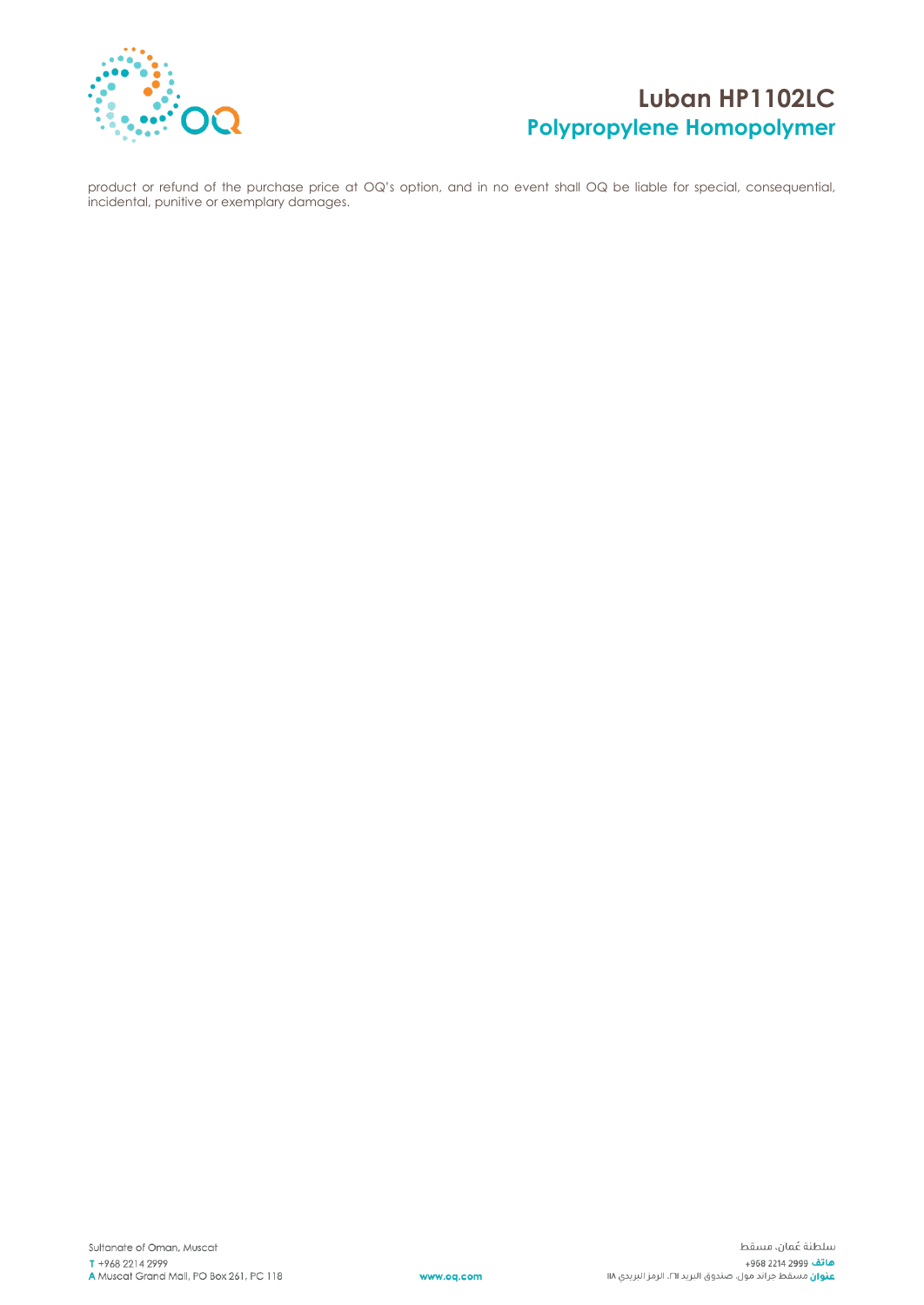product or refund of the purchase price at OQ's option, and in no event shall OQ be liable for special, consequential, incidental, punitive or exemplary damages.